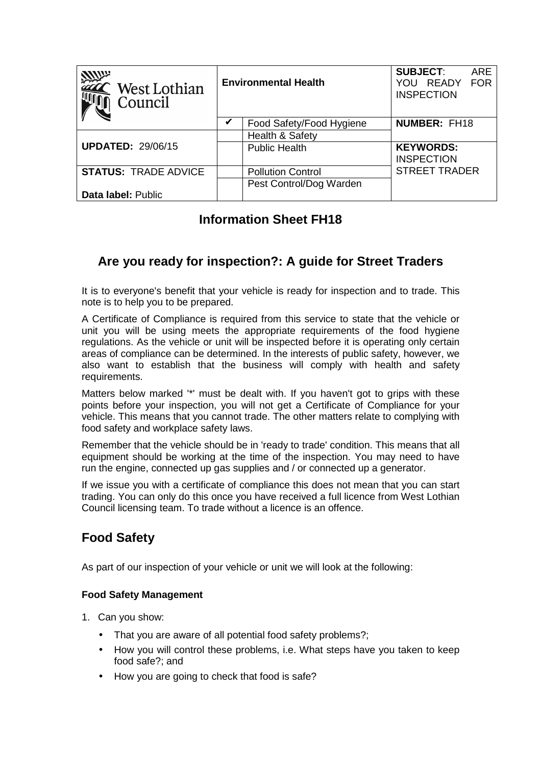| West Lothian Council | Environmental Health | | SUBJECT: ARE YOU READY FOR INSPECTION |
|---|---|---|---|
| | ✔ | Food Safety/Food Hygiene | NUMBER: FH18 |
| UPDATED: 29/06/15 | | Health & Safety | |
| | | Public Health | KEYWORDS: INSPECTION STREET TRADER |
| STATUS: TRADE ADVICE | | Pollution Control | |
| Data label: Public | | Pest Control/Dog Warden | |

## Information Sheet FH18

# Are you ready for inspection?: A guide for Street Traders

It is to everyone's benefit that your vehicle is ready for inspection and to trade. This note is to help you to be prepared.

A Certificate of Compliance is required from this service to state that the vehicle or unit you will be using meets the appropriate requirements of the food hygiene regulations. As the vehicle or unit will be inspected before it is operating only certain areas of compliance can be determined. In the interests of public safety, however, we also want to establish that the business will comply with health and safety requirements.

Matters below marked '*' must be dealt with. If you haven't got to grips with these points before your inspection, you will not get a Certificate of Compliance for your vehicle. This means that you cannot trade. The other matters relate to complying with food safety and workplace safety laws.

Remember that the vehicle should be in 'ready to trade' condition. This means that all equipment should be working at the time of the inspection. You may need to have run the engine, connected up gas supplies and / or connected up a generator.

If we issue you with a certificate of compliance this does not mean that you can start trading. You can only do this once you have received a full licence from West Lothian Council licensing team. To trade without a licence is an offence.

## Food Safety

As part of our inspection of your vehicle or unit we will look at the following:

### Food Safety Management

1. Can you show:
   - That you are aware of all potential food safety problems?;
   - How you will control these problems, i.e. What steps have you taken to keep food safe?; and
   - How you are going to check that food is safe?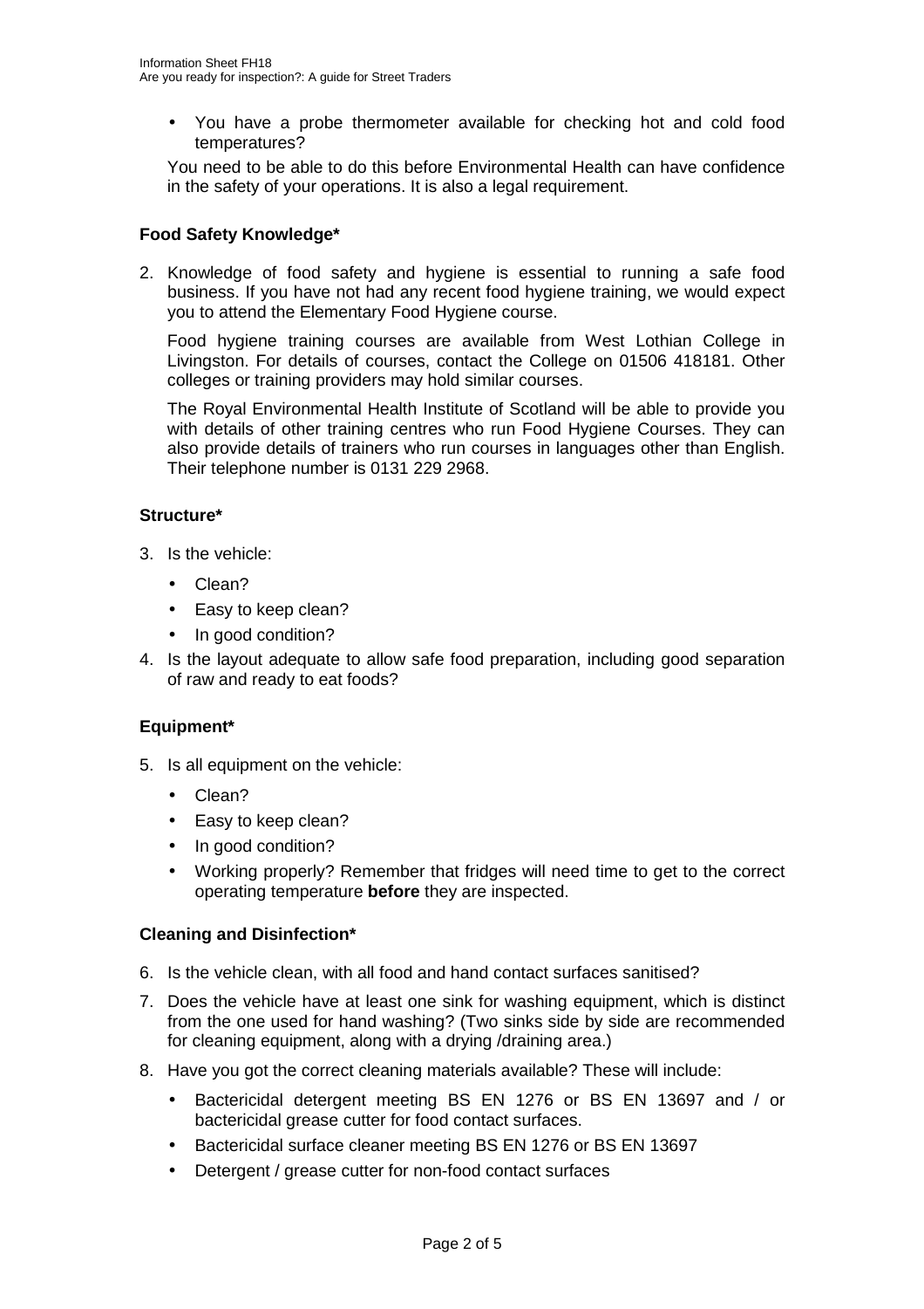- You have a probe thermometer available for checking hot and cold food temperatures?

You need to be able to do this before Environmental Health can have confidence in the safety of your operations. It is also a legal requirement.

### Food Safety Knowledge*

2. Knowledge of food safety and hygiene is essential to running a safe food business. If you have not had any recent food hygiene training, we would expect you to attend the Elementary Food Hygiene course.

   Food hygiene training courses are available from West Lothian College in Livingston. For details of courses, contact the College on 01506 418181. Other colleges or training providers may hold similar courses.

   The Royal Environmental Health Institute of Scotland will be able to provide you with details of other training centres who run Food Hygiene Courses. They can also provide details of trainers who run courses in languages other than English. Their telephone number is 0131 229 2968.

### Structure*

3. Is the vehicle:
   - Clean?
   - Easy to keep clean?
   - In good condition?
4. Is the layout adequate to allow safe food preparation, including good separation of raw and ready to eat foods?

### Equipment*

5. Is all equipment on the vehicle:
   - Clean?
   - Easy to keep clean?
   - In good condition?
   - Working properly? Remember that fridges will need time to get to the correct operating temperature **before** they are inspected.

### Cleaning and Disinfection*

6. Is the vehicle clean, with all food and hand contact surfaces sanitised?
7. Does the vehicle have at least one sink for washing equipment, which is distinct from the one used for hand washing? (Two sinks side by side are recommended for cleaning equipment, along with a drying /draining area.)
8. Have you got the correct cleaning materials available? These will include:
   - Bactericidal detergent meeting BS EN 1276 or BS EN 13697 and / or bactericidal grease cutter for food contact surfaces.
   - Bactericidal surface cleaner meeting BS EN 1276 or BS EN 13697
   - Detergent / grease cutter for non-food contact surfaces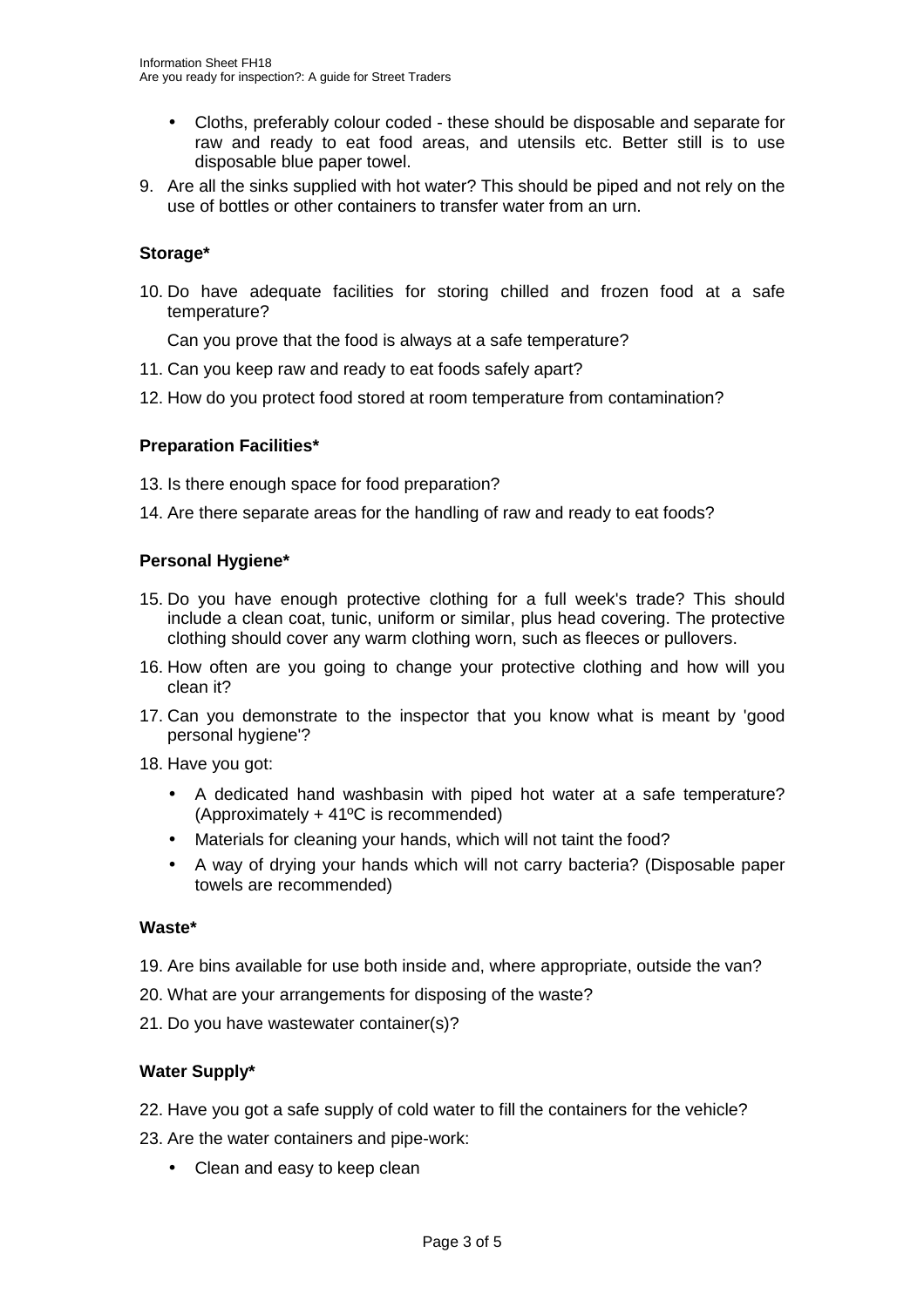- Cloths, preferably colour coded - these should be disposable and separate for raw and ready to eat food areas, and utensils etc. Better still is to use disposable blue paper towel.

9. Are all the sinks supplied with hot water? This should be piped and not rely on the use of bottles or other containers to transfer water from an urn.

**Storage***

10. Do have adequate facilities for storing chilled and frozen food at a safe temperature?

    Can you prove that the food is always at a safe temperature?

11. Can you keep raw and ready to eat foods safely apart?
12. How do you protect food stored at room temperature from contamination?

**Preparation Facilities***

13. Is there enough space for food preparation?
14. Are there separate areas for the handling of raw and ready to eat foods?

**Personal Hygiene***

15. Do you have enough protective clothing for a full week's trade? This should include a clean coat, tunic, uniform or similar, plus head covering. The protective clothing should cover any warm clothing worn, such as fleeces or pullovers.
16. How often are you going to change your protective clothing and how will you clean it?
17. Can you demonstrate to the inspector that you know what is meant by 'good personal hygiene'?
18. Have you got:
    - A dedicated hand washbasin with piped hot water at a safe temperature? (Approximately + 41ºC is recommended)
    - Materials for cleaning your hands, which will not taint the food?
    - A way of drying your hands which will not carry bacteria? (Disposable paper towels are recommended)

**Waste***

19. Are bins available for use both inside and, where appropriate, outside the van?
20. What are your arrangements for disposing of the waste?
21. Do you have wastewater container(s)?

**Water Supply***

22. Have you got a safe supply of cold water to fill the containers for the vehicle?
23. Are the water containers and pipe-work:
    - Clean and easy to keep clean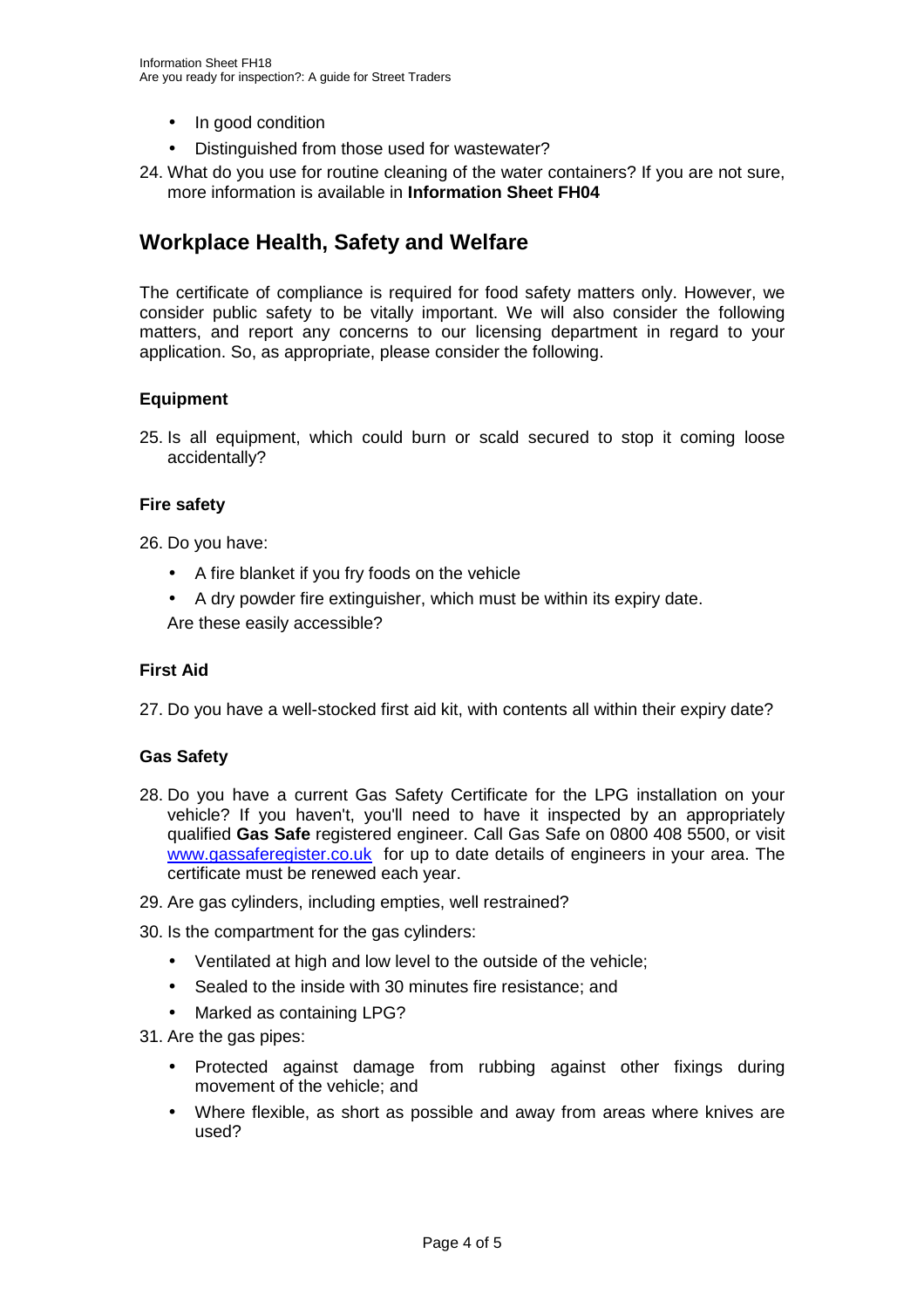- In good condition
- Distinguished from those used for wastewater?

24. What do you use for routine cleaning of the water containers? If you are not sure, more information is available in **Information Sheet FH04**

## Workplace Health, Safety and Welfare

The certificate of compliance is required for food safety matters only. However, we consider public safety to be vitally important. We will also consider the following matters, and report any concerns to our licensing department in regard to your application. So, as appropriate, please consider the following.

### Equipment

25. Is all equipment, which could burn or scald secured to stop it coming loose accidentally?

### Fire safety

26. Do you have:

    - A fire blanket if you fry foods on the vehicle
    - A dry powder fire extinguisher, which must be within its expiry date.

    Are these easily accessible?

### First Aid

27. Do you have a well-stocked first aid kit, with contents all within their expiry date?

### Gas Safety

28. Do you have a current Gas Safety Certificate for the LPG installation on your vehicle? If you haven't, you'll need to have it inspected by an appropriately qualified **Gas Safe** registered engineer. Call Gas Safe on 0800 408 5500, or visit [www.gassaferegister.co.uk](http://www.gassaferegister.co.uk) for up to date details of engineers in your area. The certificate must be renewed each year.
29. Are gas cylinders, including empties, well restrained?
30. Is the compartment for the gas cylinders:
    - Ventilated at high and low level to the outside of the vehicle;
    - Sealed to the inside with 30 minutes fire resistance; and
    - Marked as containing LPG?
31. Are the gas pipes:
    - Protected against damage from rubbing against other fixings during movement of the vehicle; and
    - Where flexible, as short as possible and away from areas where knives are used?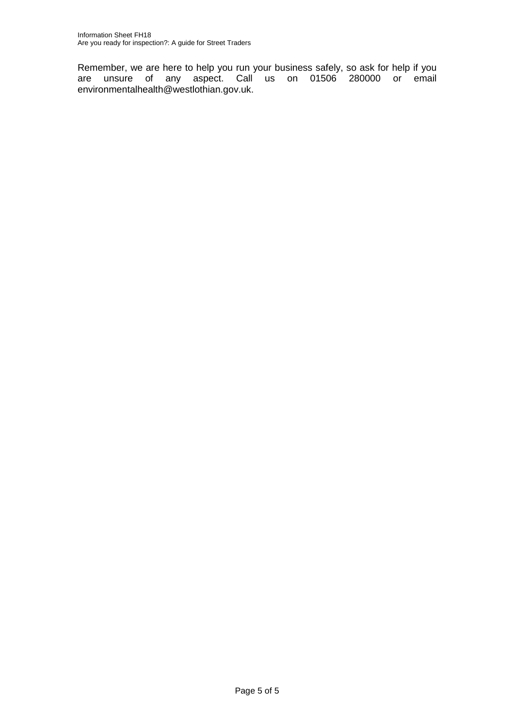Remember, we are here to help you run your business safely, so ask for help if you are unsure of any aspect. Call us on 01506 280000 or email environmentalhealth@westlothian.gov.uk.